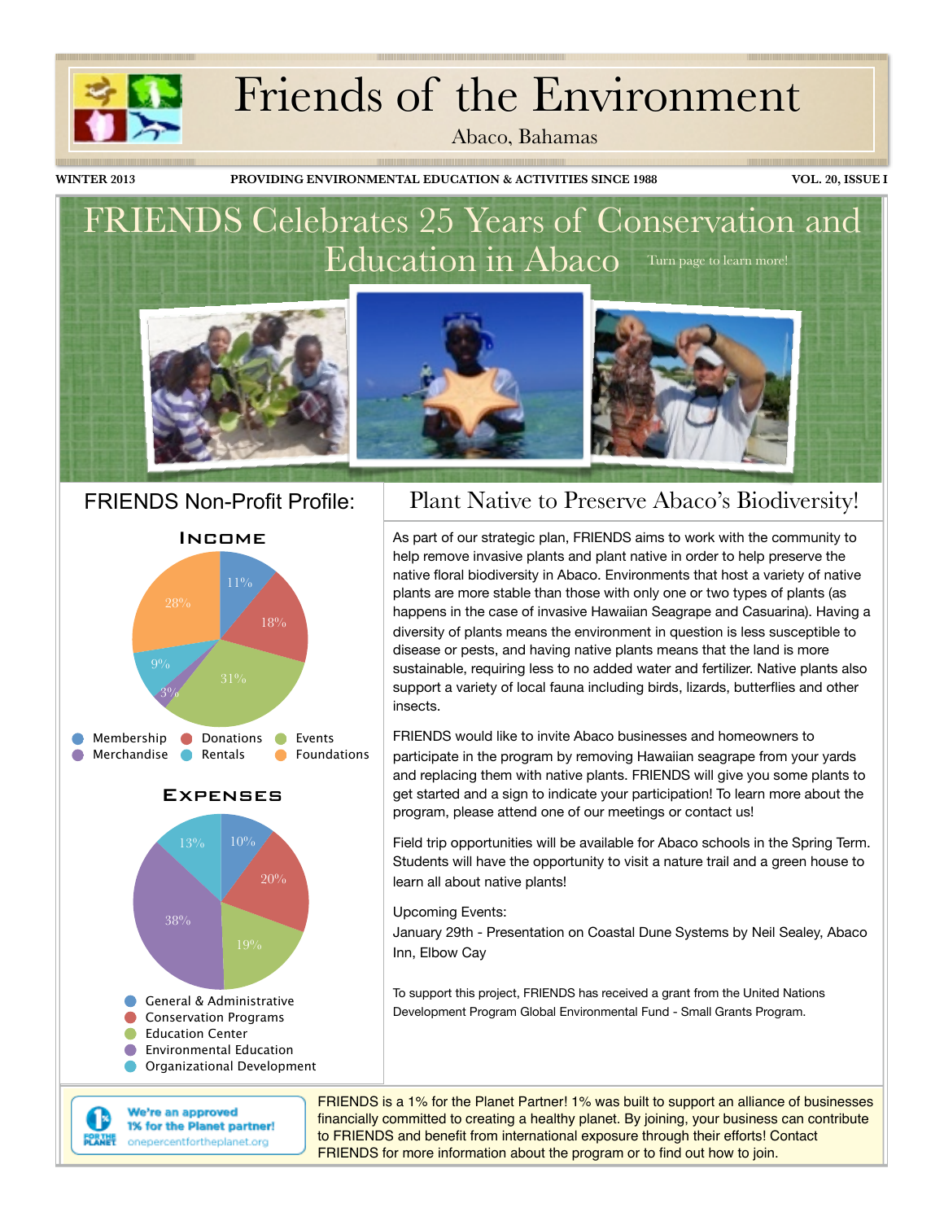# Friends of the Environment

Abaco, Bahamas

WINTER 2013 | PROVIDING ENVIRONMENTAL EDUCATION & ACTIVITIES SINCE 1988 | VOL. 20, ISSUE I

## FRIENDS Celebrates 25 Years of Conservation and Education in Abaco

Turn page to learn more!

## FRIENDS Non-Profit Profile:

### Income

| Category | Percentage |
|---|---|
| Membership | 11% |
| Donations | 18% |
| Events | 31% |
| Merchandise | 3% |
| Rentals | 9% |
| Foundations | 28% |

### Expenses

| Category | Percentage |
|---|---|
| General & Administrative | 10% |
| Conservation Programs | 20% |
| Education Center | 19% |
| Environmental Education | 38% |
| Organizational Development | 13% |

## Plant Native to Preserve Abaco's Biodiversity!

As part of our strategic plan, FRIENDS aims to work with the community to help remove invasive plants and plant native in order to help preserve the native floral biodiversity in Abaco. Environments that host a variety of native plants are more stable than those with only one or two types of plants (as happens in the case of invasive Hawaiian Seagrape and Casuarina). Having a diversity of plants means the environment in question is less susceptible to disease or pests, and having native plants means that the land is more sustainable, requiring less to no added water and fertilizer. Native plants also support a variety of local fauna including birds, lizards, butterflies and other insects.

FRIENDS would like to invite Abaco businesses and homeowners to participate in the program by removing Hawaiian seagrape from your yards and replacing them with native plants. FRIENDS will give you some plants to get started and a sign to indicate your participation! To learn more about the program, please attend one of our meetings or contact us!

Field trip opportunities will be available for Abaco schools in the Spring Term. Students will have the opportunity to visit a nature trail and a green house to learn all about native plants!

Upcoming Events:
January 29th - Presentation on Coastal Dune Systems by Neil Sealey, Abaco Inn, Elbow Cay

To support this project, FRIENDS has received a grant from the United Nations Development Program Global Environmental Fund - Small Grants Program.

**We're an approved 1% for the Planet partner!**
onepercentfortheplanet.org

FRIENDS is a 1% for the Planet Partner! 1% was built to support an alliance of businesses financially committed to creating a healthy planet. By joining, your business can contribute to FRIENDS and benefit from international exposure through their efforts! Contact FRIENDS for more information about the program or to find out how to join.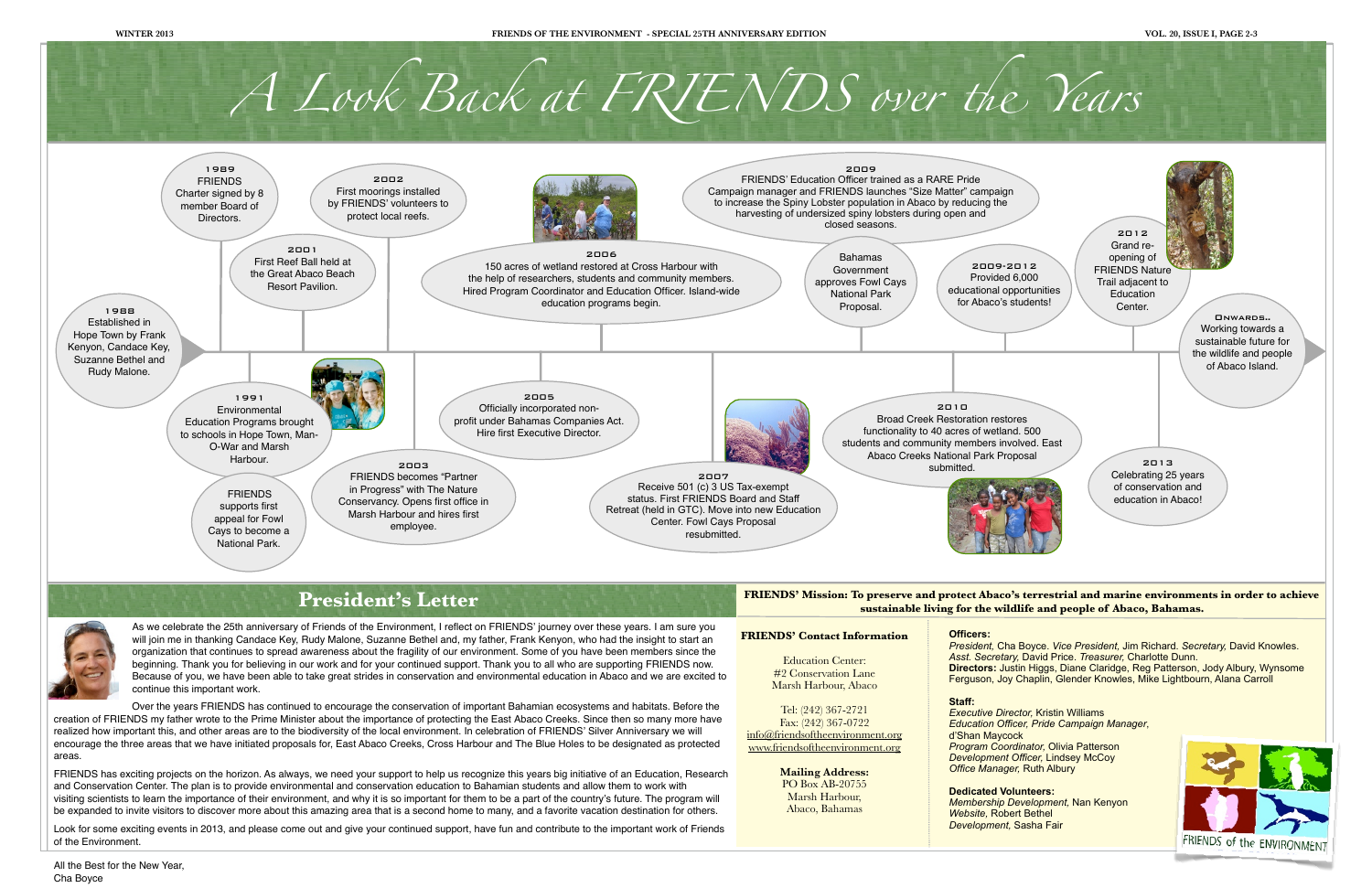# A Look Back at FRIENDS over the Years

**1988**
Established in Hope Town by Frank Kenyon, Candace Key, Suzanne Bethel and Rudy Malone.

**1989**
FRIENDS Charter signed by 8 member Board of Directors.

**1991**
Environmental Education Programs brought to schools in Hope Town, Man-O-War and Marsh Harbour.

FRIENDS supports first appeal for Fowl Cays to become a National Park.

**2001**
First Reef Ball held at the Great Abaco Beach Resort Pavilion.

**2002**
First moorings installed by FRIENDS' volunteers to protect local reefs.

**2003**
FRIENDS becomes "Partner in Progress" with The Nature Conservancy. Opens first office in Marsh Harbour and hires first employee.

**2005**
Officially incorporated non-profit under Bahamas Companies Act. Hire first Executive Director.

**2006**
150 acres of wetland restored at Cross Harbour with the help of researchers, students and community members. Hired Program Coordinator and Education Officer. Island-wide education programs begin.

**2007**
Receive 501 (c) 3 US Tax-exempt status. First FRIENDS Board and Staff Retreat (held in GTC). Move into new Education Center. Fowl Cays Proposal resubmitted.

**2009**
FRIENDS' Education Officer trained as a RARE Pride Campaign manager and FRIENDS launches "Size Matter" campaign to increase the Spiny Lobster population in Abaco by reducing the harvesting of undersized spiny lobsters during open and closed seasons.

Bahamas Government approves Fowl Cays National Park Proposal.

**2009-2012**
Provided 6,000 educational opportunities for Abaco's students!

**2010**
Broad Creek Restoration restores functionality to 40 acres of wetland. 500 students and community members involved. East Abaco Creeks National Park Proposal submitted.

**2012**
Grand re-opening of FRIENDS Nature Trail adjacent to Education Center.

**2013**
Celebrating 25 years of conservation and education in Abaco!

**Onwards..**
Working towards a sustainable future for the wildlife and people of Abaco Island.

## President's Letter

As we celebrate the 25th anniversary of Friends of the Environment, I reflect on FRIENDS' journey over these years. I am sure you will join me in thanking Candace Key, Rudy Malone, Suzanne Bethel and, my father, Frank Kenyon, who had the insight to start an organization that continues to spread awareness about the fragility of our environment. Some of you have been members since the beginning. Thank you for believing in our work and for your continued support. Thank you to all who are supporting FRIENDS now. Because of you, we have been able to take great strides in conservation and environmental education in Abaco and we are excited to continue this important work.

Over the years FRIENDS has continued to encourage the conservation of important Bahamian ecosystems and habitats. Before the creation of FRIENDS my father wrote to the Prime Minister about the importance of protecting the East Abaco Creeks. Since then so many more have realized how important this, and other areas are to the biodiversity of the local environment. In celebration of FRIENDS' Silver Anniversary we will encourage the three areas that we have initiated proposals for, East Abaco Creeks, Cross Harbour and The Blue Holes to be designated as protected areas.

FRIENDS has exciting projects on the horizon. As always, we need your support to help us recognize this years big initiative of an Education, Research and Conservation Center. The plan is to provide environmental and conservation education to Bahamian students and allow them to work with visiting scientists to learn the importance of their environment, and why it is so important for them to be a part of the country's future. The program will be expanded to invite visitors to discover more about this amazing area that is a second home to many, and a favorite vacation destination for others.

Look for some exciting events in 2013, and please come out and give your continued support, have fun and contribute to the important work of Friends of the Environment.

All the Best for the New Year,
Cha Boyce

**FRIENDS' Mission: To preserve and protect Abaco's terrestrial and marine environments in order to achieve sustainable living for the wildlife and people of Abaco, Bahamas.**

**FRIENDS' Contact Information**

Education Center:
#2 Conservation Lane
Marsh Harbour, Abaco

Tel: (242) 367-2721
Fax: (242) 367-0722
info@friendsoftheenvironment.org
www.friendsoftheenvironment.org

**Mailing Address:**
PO Box AB-20755
Marsh Harbour,
Abaco, Bahamas

**Officers:**
*President,* Cha Boyce. *Vice President,* Jim Richard. *Secretary,* David Knowles. *Asst. Secretary,* David Price. *Treasurer,* Charlotte Dunn.
**Directors:** Justin Higgs, Diane Claridge, Reg Patterson, Jody Albury, Wynsome Ferguson, Joy Chaplin, Glender Knowles, Mike Lightbourn, Alana Carroll

**Staff:**
*Executive Director,* Kristin Williams
*Education Officer, Pride Campaign Manager,* d'Shan Maycock
*Program Coordinator,* Olivia Patterson
*Development Officer,* Lindsey McCoy
*Office Manager,* Ruth Albury

**Dedicated Volunteers:**
*Membership Development,* Nan Kenyon
*Website,* Robert Bethel
*Development,* Sasha Fair

FRIENDS of the ENVIRONMENT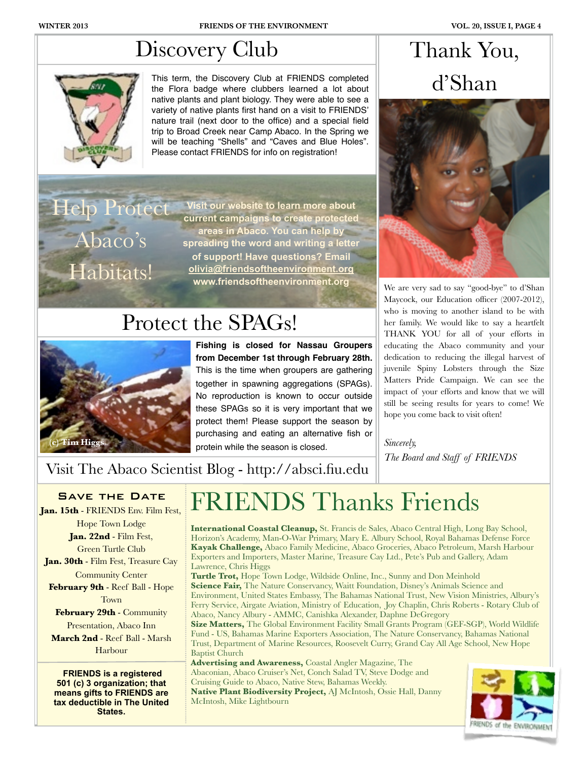# Discovery Club

This term, the Discovery Club at FRIENDS completed the Flora badge where clubbers learned a lot about native plants and plant biology. They were able to see a variety of native plants first hand on a visit to FRIENDS' nature trail (next door to the office) and a special field trip to Broad Creek near Camp Abaco. In the Spring we will be teaching "Shells" and "Caves and Blue Holes". Please contact FRIENDS for info on registration!

# Help Protect Abaco's Habitats!

**Visit our website to learn more about current campaigns to create protected areas in Abaco. You can help by spreading the word and writing a letter of support! Have questions? Email olivia@friendsoftheenvironment.org www.friendsoftheenvironment.org**

# Protect the SPAGs!

(c) Tim Higgs

**Fishing is closed for Nassau Groupers from December 1st through February 28th.** This is the time when groupers are gathering together in spawning aggregations (SPAGs). No reproduction is known to occur outside these SPAGs so it is very important that we protect them! Please support the season by purchasing and eating an alternative fish or protein while the season is closed.

Visit The Abaco Scientist Blog - http://absci.fiu.edu

# Thank You, d'Shan

We are very sad to say "good-bye" to d'Shan Maycock, our Education officer (2007-2012), who is moving to another island to be with her family. We would like to say a heartfelt THANK YOU for all of your efforts in educating the Abaco community and your dedication to reducing the illegal harvest of juvenile Spiny Lobsters through the Size Matters Pride Campaign. We can see the impact of your efforts and know that we will still be seeing results for years to come! We hope you come back to visit often!

*Sincerely,*
*The Board and Staff of FRIENDS*

## Save the Date

**Jan. 15th** - FRIENDS Env. Film Fest, Hope Town Lodge

**Jan. 22nd** - Film Fest, Green Turtle Club

**Jan. 30th** - Film Fest, Treasure Cay Community Center

**February 9th** - Reef Ball - Hope Town

**February 29th** - Community Presentation, Abaco Inn

**March 2nd** - Reef Ball - Marsh Harbour

**FRIENDS is a registered 501 (c) 3 organization; that means gifts to FRIENDS are tax deductible in The United States.**

# FRIENDS Thanks Friends

**International Coastal Cleanup,** St. Francis de Sales, Abaco Central High, Long Bay School, Horizon's Academy, Man-O-War Primary, Mary E. Albury School, Royal Bahamas Defense Force
**Kayak Challenge,** Abaco Family Medicine, Abaco Groceries, Abaco Petroleum, Marsh Harbour Exporters and Importers, Master Marine, Treasure Cay Ltd., Pete's Pub and Gallery, Adam Lawrence, Chris Higgs
**Turtle Trot,** Hope Town Lodge, Wildside Online, Inc., Sunny and Don Meinhold
**Science Fair,** The Nature Conservancy, Waitt Foundation, Disney's Animals Science and Environment, United States Embassy, The Bahamas National Trust, New Vision Ministries, Albury's Ferry Service, Airgate Aviation, Ministry of Education, Joy Chaplin, Chris Roberts - Rotary Club of Abaco, Nancy Albury - AMMC, Canishka Alexander, Daphne DeGregory
**Size Matters,** The Global Environment Facility Small Grants Program (GEF-SGP), World Wildlife Fund - US, Bahamas Marine Exporters Association, The Nature Conservancy, Bahamas National Trust, Department of Marine Resources, Roosevelt Curry, Grand Cay All Age School, New Hope Baptist Church
**Advertising and Awareness,** Coastal Angler Magazine, The Abaconian, Abaco Cruiser's Net, Conch Salad TV, Steve Dodge and Cruising Guide to Abaco, Native Stew, Bahamas Weekly.
**Native Plant Biodiversity Project,** AJ McIntosh, Ossie Hall, Danny McIntosh, Mike Lightbourn